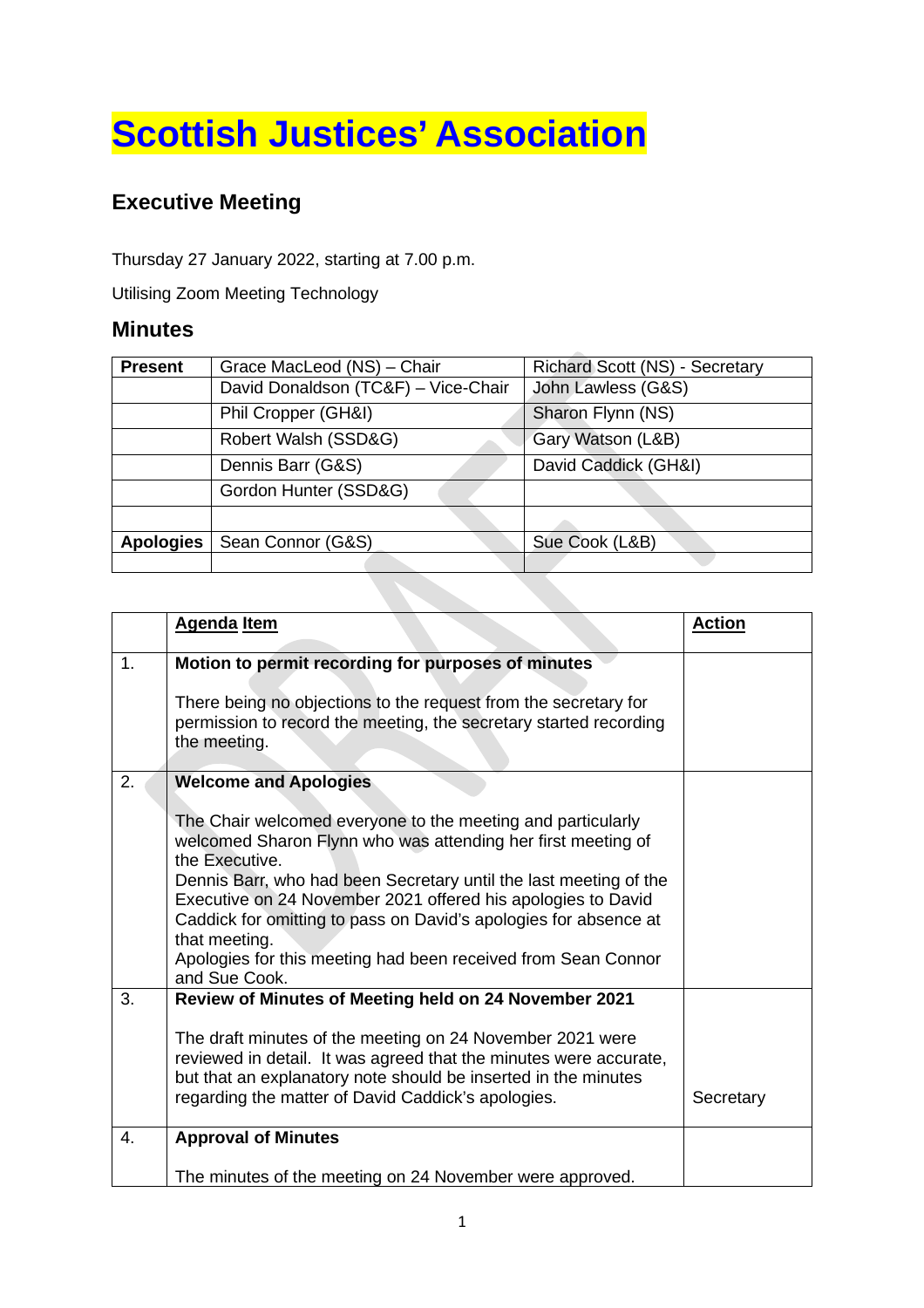# Scottish Justices' Association

## Executive Meeting

Thursday 27 January 2022, starting at 7.00 p.m.

Utilising Zoom Meeting Technology

## Minutes

| Present | Grace MacLeod (NS) – Chair | Richard Scott (NS) - Secretary |
|---|---|---|
| | David Donaldson (TC&F) – Vice-Chair | John Lawless (G&S) |
| | Phil Cropper (GH&I) | Sharon Flynn (NS) |
| | Robert Walsh (SSD&G) | Gary Watson (L&B) |
| | Dennis Barr (G&S) | David Caddick (GH&I) |
| | Gordon Hunter (SSD&G) | |
| | | |
| **Apologies** | Sean Connor (G&S) | Sue Cook (L&B) |
| | | |

| | Agenda Item | Action |
|---|---|---|
| 1. | **Motion to permit recording for purposes of minutes**<br><br>There being no objections to the request from the secretary for permission to record the meeting, the secretary started recording the meeting. | |
| 2. | **Welcome and Apologies**<br><br>The Chair welcomed everyone to the meeting and particularly welcomed Sharon Flynn who was attending her first meeting of the Executive.<br>Dennis Barr, who had been Secretary until the last meeting of the Executive on 24 November 2021 offered his apologies to David Caddick for omitting to pass on David's apologies for absence at that meeting.<br>Apologies for this meeting had been received from Sean Connor and Sue Cook. | |
| 3. | **Review of Minutes of Meeting held on 24 November 2021**<br><br>The draft minutes of the meeting on 24 November 2021 were reviewed in detail. It was agreed that the minutes were accurate, but that an explanatory note should be inserted in the minutes regarding the matter of David Caddick's apologies. | Secretary |
| 4. | **Approval of Minutes**<br><br>The minutes of the meeting on 24 November were approved. | |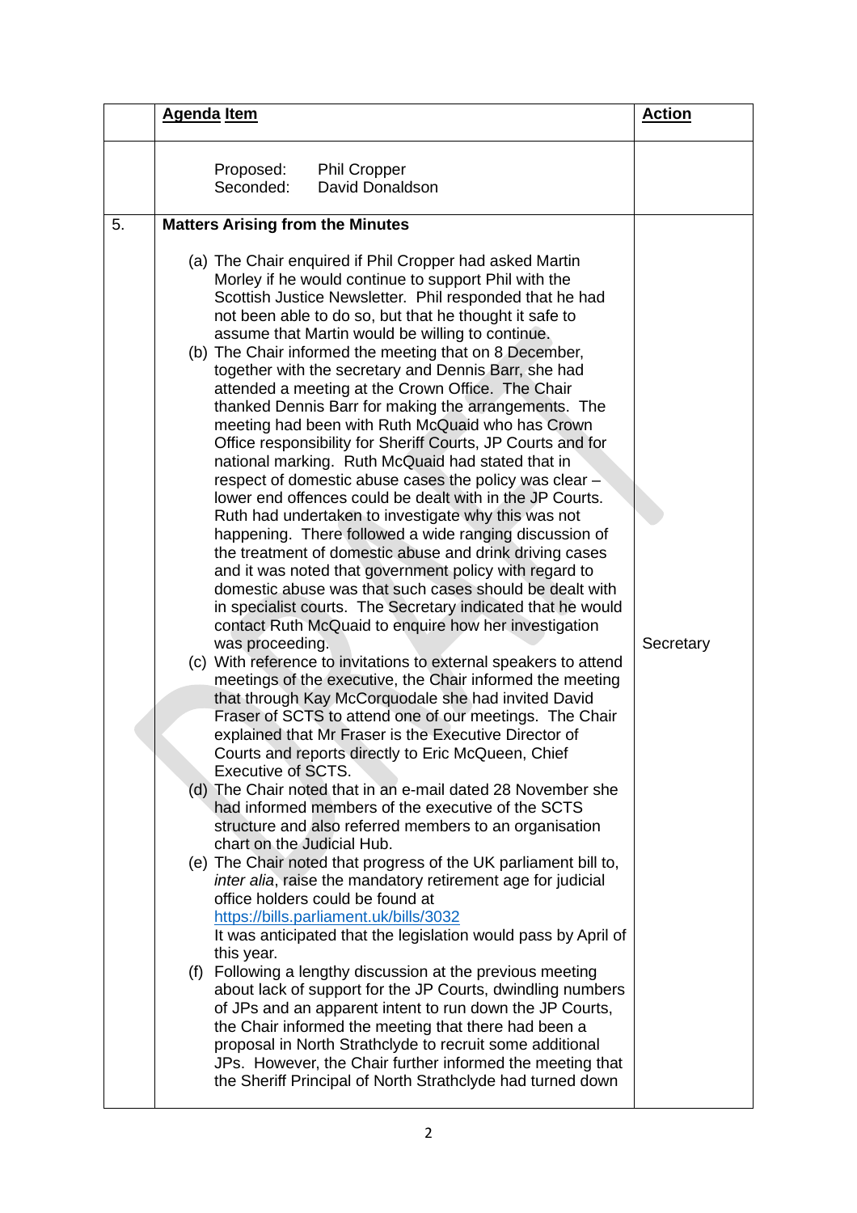|  | **Agenda Item** | **Action** |
|---|---|---|
|  | Proposed: Phil Cropper<br>Seconded: David Donaldson |  |
| 5. | **Matters Arising from the Minutes**<br><br>(a) The Chair enquired if Phil Cropper had asked Martin Morley if he would continue to support Phil with the Scottish Justice Newsletter. Phil responded that he had not been able to do so, but that he thought it safe to assume that Martin would be willing to continue.<br>(b) The Chair informed the meeting that on 8 December, together with the secretary and Dennis Barr, she had attended a meeting at the Crown Office. The Chair thanked Dennis Barr for making the arrangements. The meeting had been with Ruth McQuaid who has Crown Office responsibility for Sheriff Courts, JP Courts and for national marking. Ruth McQuaid had stated that in respect of domestic abuse cases the policy was clear – lower end offences could be dealt with in the JP Courts. Ruth had undertaken to investigate why this was not happening. There followed a wide ranging discussion of the treatment of domestic abuse and drink driving cases and it was noted that government policy with regard to domestic abuse was that such cases should be dealt with in specialist courts. The Secretary indicated that he would contact Ruth McQuaid to enquire how her investigation was proceeding.<br>(c) With reference to invitations to external speakers to attend meetings of the executive, the Chair informed the meeting that through Kay McCorquodale she had invited David Fraser of SCTS to attend one of our meetings. The Chair explained that Mr Fraser is the Executive Director of Courts and reports directly to Eric McQueen, Chief Executive of SCTS.<br>(d) The Chair noted that in an e-mail dated 28 November she had informed members of the executive of the SCTS structure and also referred members to an organisation chart on the Judicial Hub.<br>(e) The Chair noted that progress of the UK parliament bill to, *inter alia*, raise the mandatory retirement age for judicial office holders could be found at https://bills.parliament.uk/bills/3032 It was anticipated that the legislation would pass by April of this year.<br>(f) Following a lengthy discussion at the previous meeting about lack of support for the JP Courts, dwindling numbers of JPs and an apparent intent to run down the JP Courts, the Chair informed the meeting that there had been a proposal in North Strathclyde to recruit some additional JPs. However, the Chair further informed the meeting that the Sheriff Principal of North Strathclyde had turned down | <br><br><br><br><br><br><br><br><br><br><br><br><br><br><br><br><br><br><br><br><br><br>Secretary |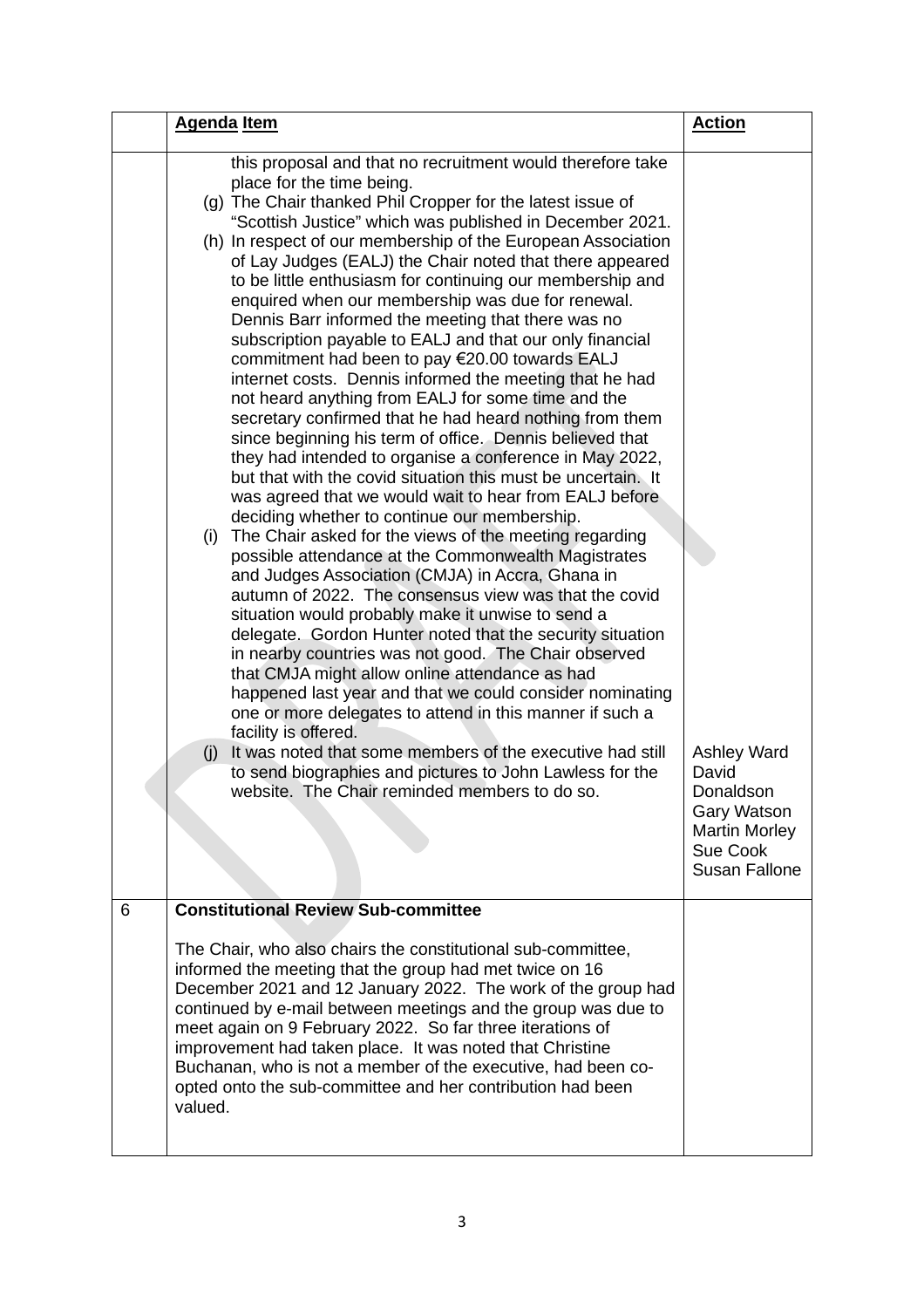| | Agenda Item | Action |
|---|---|---|
| | this proposal and that no recruitment would therefore take place for the time being.<br>(g) The Chair thanked Phil Cropper for the latest issue of "Scottish Justice" which was published in December 2021.<br>(h) In respect of our membership of the European Association of Lay Judges (EALJ) the Chair noted that there appeared to be little enthusiasm for continuing our membership and enquired when our membership was due for renewal. Dennis Barr informed the meeting that there was no subscription payable to EALJ and that our only financial commitment had been to pay €20.00 towards EALJ internet costs. Dennis informed the meeting that he had not heard anything from EALJ for some time and the secretary confirmed that he had heard nothing from them since beginning his term of office. Dennis believed that they had intended to organise a conference in May 2022, but that with the covid situation this must be uncertain. It was agreed that we would wait to hear from EALJ before deciding whether to continue our membership.<br>(i) The Chair asked for the views of the meeting regarding possible attendance at the Commonwealth Magistrates and Judges Association (CMJA) in Accra, Ghana in autumn of 2022. The consensus view was that the covid situation would probably make it unwise to send a delegate. Gordon Hunter noted that the security situation in nearby countries was not good. The Chair observed that CMJA might allow online attendance as had happened last year and that we could consider nominating one or more delegates to attend in this manner if such a facility is offered.<br>(j) It was noted that some members of the executive had still to send biographies and pictures to John Lawless for the website. The Chair reminded members to do so. | Ashley Ward<br>David Donaldson<br>Gary Watson<br>Martin Morley<br>Sue Cook<br>Susan Fallone |
| 6 | **Constitutional Review Sub-committee**<br><br>The Chair, who also chairs the constitutional sub-committee, informed the meeting that the group had met twice on 16 December 2021 and 12 January 2022. The work of the group had continued by e-mail between meetings and the group was due to meet again on 9 February 2022. So far three iterations of improvement had taken place. It was noted that Christine Buchanan, who is not a member of the executive, had been co-opted onto the sub-committee and her contribution had been valued. | |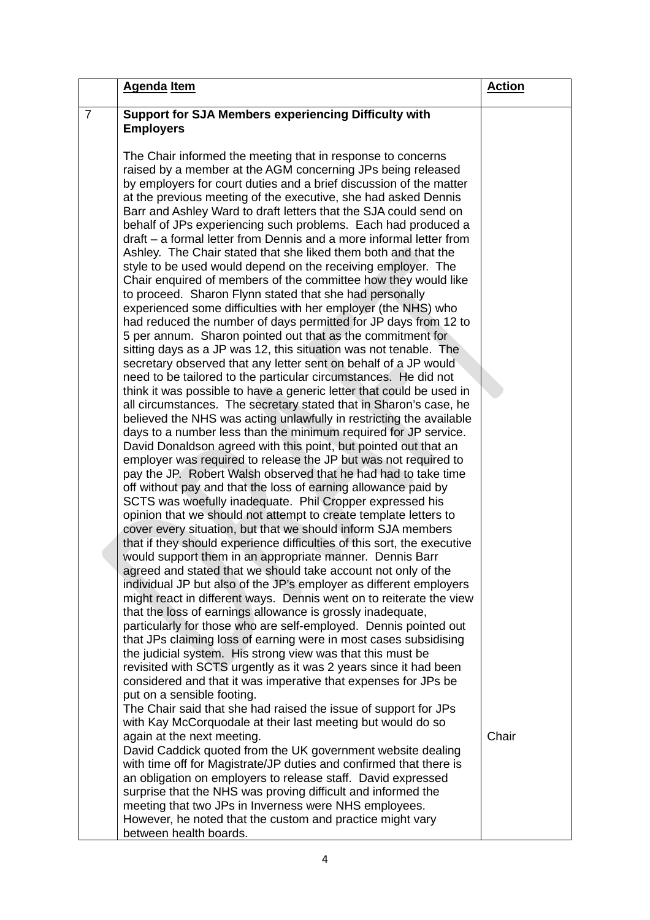|  | **Agenda Item** | **Action** |
|---|---|---|
| 7 | **Support for SJA Members experiencing Difficulty with Employers**<br><br>The Chair informed the meeting that in response to concerns raised by a member at the AGM concerning JPs being released by employers for court duties and a brief discussion of the matter at the previous meeting of the executive, she had asked Dennis Barr and Ashley Ward to draft letters that the SJA could send on behalf of JPs experiencing such problems. Each had produced a draft – a formal letter from Dennis and a more informal letter from Ashley. The Chair stated that she liked them both and that the style to be used would depend on the receiving employer. The Chair enquired of members of the committee how they would like to proceed. Sharon Flynn stated that she had personally experienced some difficulties with her employer (the NHS) who had reduced the number of days permitted for JP days from 12 to 5 per annum. Sharon pointed out that as the commitment for sitting days as a JP was 12, this situation was not tenable. The secretary observed that any letter sent on behalf of a JP would need to be tailored to the particular circumstances. He did not think it was possible to have a generic letter that could be used in all circumstances. The secretary stated that in Sharon's case, he believed the NHS was acting unlawfully in restricting the available days to a number less than the minimum required for JP service. David Donaldson agreed with this point, but pointed out that an employer was required to release the JP but was not required to pay the JP. Robert Walsh observed that he had had to take time off without pay and that the loss of earning allowance paid by SCTS was woefully inadequate. Phil Cropper expressed his opinion that we should not attempt to create template letters to cover every situation, but that we should inform SJA members that if they should experience difficulties of this sort, the executive would support them in an appropriate manner. Dennis Barr agreed and stated that we should take account not only of the individual JP but also of the JP's employer as different employers might react in different ways. Dennis went on to reiterate the view that the loss of earnings allowance is grossly inadequate, particularly for those who are self-employed. Dennis pointed out that JPs claiming loss of earning were in most cases subsidising the judicial system. His strong view was that this must be revisited with SCTS urgently as it was 2 years since it had been considered and that it was imperative that expenses for JPs be put on a sensible footing.<br>The Chair said that she had raised the issue of support for JPs with Kay McCorquodale at their last meeting but would do so again at the next meeting.<br>David Caddick quoted from the UK government website dealing with time off for Magistrate/JP duties and confirmed that there is an obligation on employers to release staff. David expressed surprise that the NHS was proving difficult and informed the meeting that two JPs in Inverness were NHS employees. However, he noted that the custom and practice might vary between health boards. | Chair |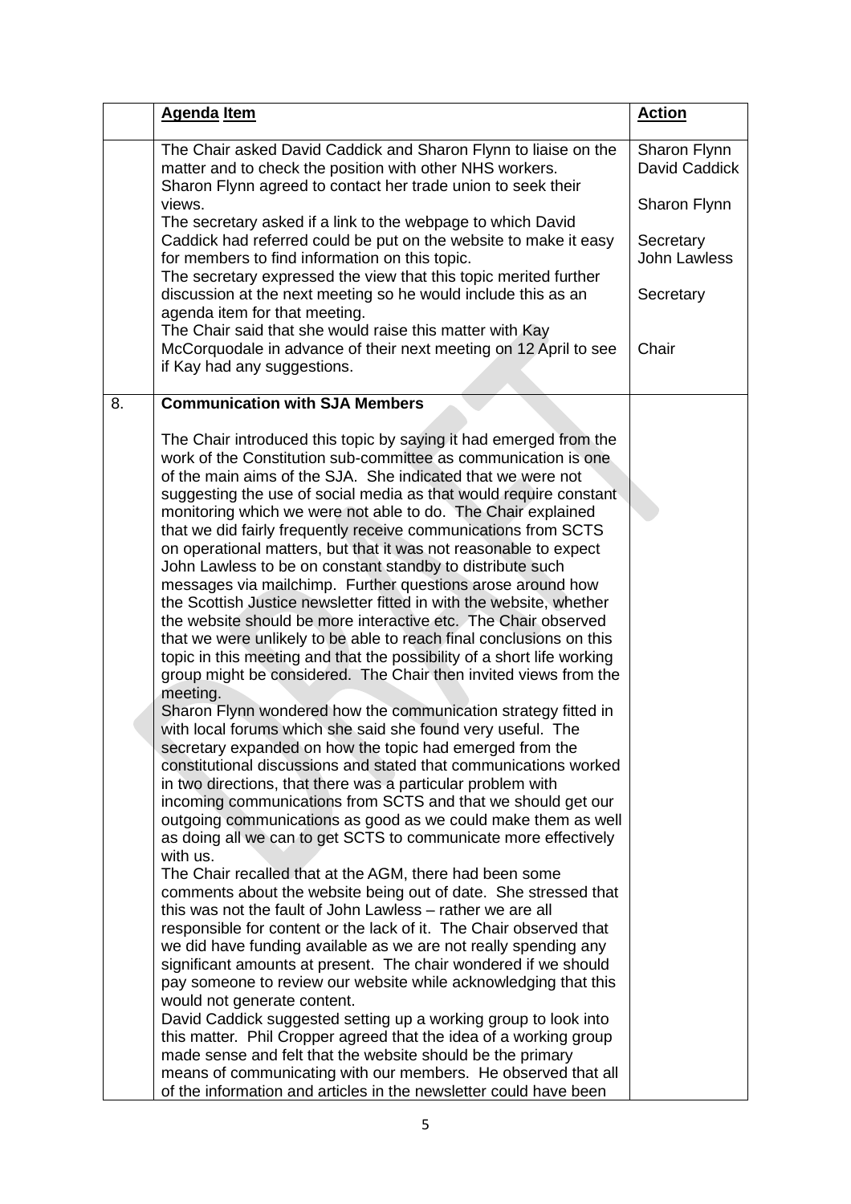| | Agenda Item | Action |
|---|---|---|
| | The Chair asked David Caddick and Sharon Flynn to liaise on the matter and to check the position with other NHS workers. | Sharon Flynn David Caddick |
| | Sharon Flynn agreed to contact her trade union to seek their views. | Sharon Flynn |
| | The secretary asked if a link to the webpage to which David Caddick had referred could be put on the website to make it easy for members to find information on this topic. | Secretary John Lawless |
| | The secretary expressed the view that this topic merited further discussion at the next meeting so he would include this as an agenda item for that meeting. | Secretary |
| | The Chair said that she would raise this matter with Kay McCorquodale in advance of their next meeting on 12 April to see if Kay had any suggestions. | Chair |
| 8. | **Communication with SJA Members**<br><br>The Chair introduced this topic by saying it had emerged from the work of the Constitution sub-committee as communication is one of the main aims of the SJA. She indicated that we were not suggesting the use of social media as that would require constant monitoring which we were not able to do. The Chair explained that we did fairly frequently receive communications from SCTS on operational matters, but that it was not reasonable to expect John Lawless to be on constant standby to distribute such messages via mailchimp. Further questions arose around how the Scottish Justice newsletter fitted in with the website, whether the website should be more interactive etc. The Chair observed that we were unlikely to be able to reach final conclusions on this topic in this meeting and that the possibility of a short life working group might be considered. The Chair then invited views from the meeting.<br>Sharon Flynn wondered how the communication strategy fitted in with local forums which she said she found very useful. The secretary expanded on how the topic had emerged from the constitutional discussions and stated that communications worked in two directions, that there was a particular problem with incoming communications from SCTS and that we should get our outgoing communications as good as we could make them as well as doing all we can to get SCTS to communicate more effectively with us.<br>The Chair recalled that at the AGM, there had been some comments about the website being out of date. She stressed that this was not the fault of John Lawless – rather we are all responsible for content or the lack of it. The Chair observed that we did have funding available as we are not really spending any significant amounts at present. The chair wondered if we should pay someone to review our website while acknowledging that this would not generate content.<br>David Caddick suggested setting up a working group to look into this matter. Phil Cropper agreed that the idea of a working group made sense and felt that the website should be the primary means of communicating with our members. He observed that all of the information and articles in the newsletter could have been | |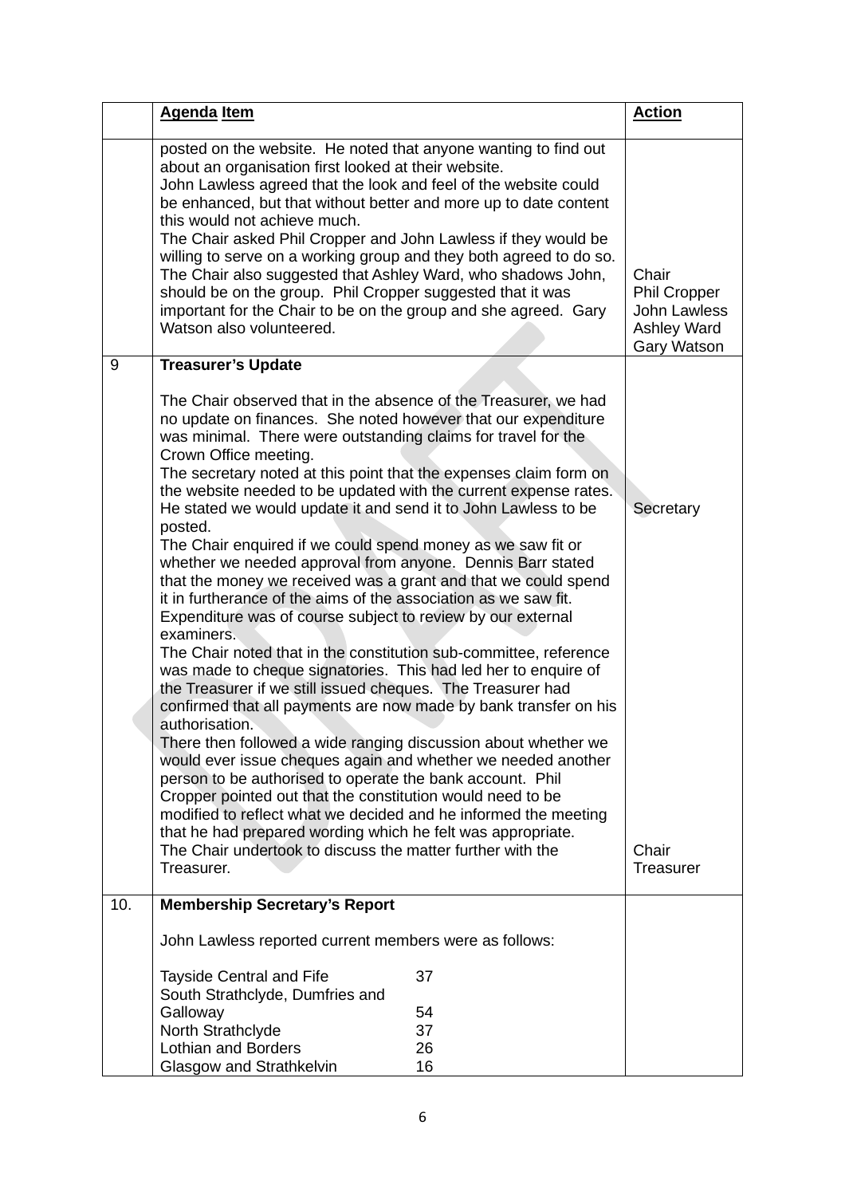| | Agenda Item | Action |
|---|---|---|
| | posted on the website. He noted that anyone wanting to find out about an organisation first looked at their website.<br>John Lawless agreed that the look and feel of the website could be enhanced, but that without better and more up to date content this would not achieve much.<br>The Chair asked Phil Cropper and John Lawless if they would be willing to serve on a working group and they both agreed to do so. The Chair also suggested that Ashley Ward, who shadows John, should be on the group. Phil Cropper suggested that it was important for the Chair to be on the group and she agreed. Gary Watson also volunteered. | Chair<br>Phil Cropper<br>John Lawless<br>Ashley Ward<br>Gary Watson |
| 9 | **Treasurer's Update**<br><br>The Chair observed that in the absence of the Treasurer, we had no update on finances. She noted however that our expenditure was minimal. There were outstanding claims for travel for the Crown Office meeting.<br>The secretary noted at this point that the expenses claim form on the website needed to be updated with the current expense rates. He stated we would update it and send it to John Lawless to be posted.<br>The Chair enquired if we could spend money as we saw fit or whether we needed approval from anyone. Dennis Barr stated that the money we received was a grant and that we could spend it in furtherance of the aims of the association as we saw fit. Expenditure was of course subject to review by our external examiners.<br>The Chair noted that in the constitution sub-committee, reference was made to cheque signatories. This had led her to enquire of the Treasurer if we still issued cheques. The Treasurer had confirmed that all payments are now made by bank transfer on his authorisation.<br>There then followed a wide ranging discussion about whether we would ever issue cheques again and whether we needed another person to be authorised to operate the bank account. Phil Cropper pointed out that the constitution would need to be modified to reflect what we decided and he informed the meeting that he had prepared wording which he felt was appropriate.<br>The Chair undertook to discuss the matter further with the Treasurer. | Secretary<br><br><br><br><br>Chair<br>Treasurer |
| 10. | **Membership Secretary's Report**<br><br>John Lawless reported current members were as follows:<br><br>Tayside Central and Fife 37<br>South Strathclyde, Dumfries and Galloway 54<br>North Strathclyde 37<br>Lothian and Borders 26<br>Glasgow and Strathkelvin 16 | |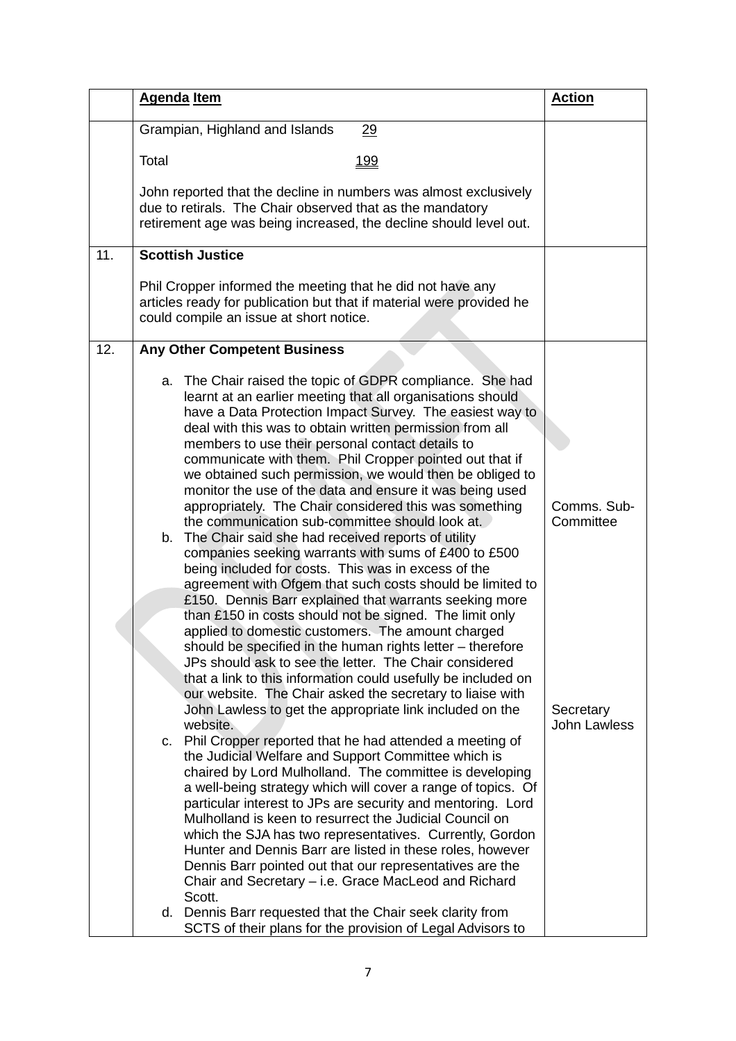|  | **Agenda Item** | **Action** |
|---|---|---|
|  | Grampian, Highland and Islands 29<br><br>Total 199<br><br>John reported that the decline in numbers was almost exclusively due to retirals. The Chair observed that as the mandatory retirement age was being increased, the decline should level out. |  |
| 11. | **Scottish Justice**<br><br>Phil Cropper informed the meeting that he did not have any articles ready for publication but that if material were provided he could compile an issue at short notice. |  |
| 12. | **Any Other Competent Business**<br><br>a. The Chair raised the topic of GDPR compliance. She had learnt at an earlier meeting that all organisations should have a Data Protection Impact Survey. The easiest way to deal with this was to obtain written permission from all members to use their personal contact details to communicate with them. Phil Cropper pointed out that if we obtained such permission, we would then be obliged to monitor the use of the data and ensure it was being used appropriately. The Chair considered this was something the communication sub-committee should look at.<br>b. The Chair said she had received reports of utility companies seeking warrants with sums of £400 to £500 being included for costs. This was in excess of the agreement with Ofgem that such costs should be limited to £150. Dennis Barr explained that warrants seeking more than £150 in costs should not be signed. The limit only applied to domestic customers. The amount charged should be specified in the human rights letter – therefore JPs should ask to see the letter. The Chair considered that a link to this information could usefully be included on our website. The Chair asked the secretary to liaise with John Lawless to get the appropriate link included on the website.<br>c. Phil Cropper reported that he had attended a meeting of the Judicial Welfare and Support Committee which is chaired by Lord Mulholland. The committee is developing a well-being strategy which will cover a range of topics. Of particular interest to JPs are security and mentoring. Lord Mulholland is keen to resurrect the Judicial Council on which the SJA has two representatives. Currently, Gordon Hunter and Dennis Barr are listed in these roles, however Dennis Barr pointed out that our representatives are the Chair and Secretary – i.e. Grace MacLeod and Richard Scott.<br>d. Dennis Barr requested that the Chair seek clarity from SCTS of their plans for the provision of Legal Advisors to | Comms. Sub-Committee<br><br>Secretary<br>John Lawless |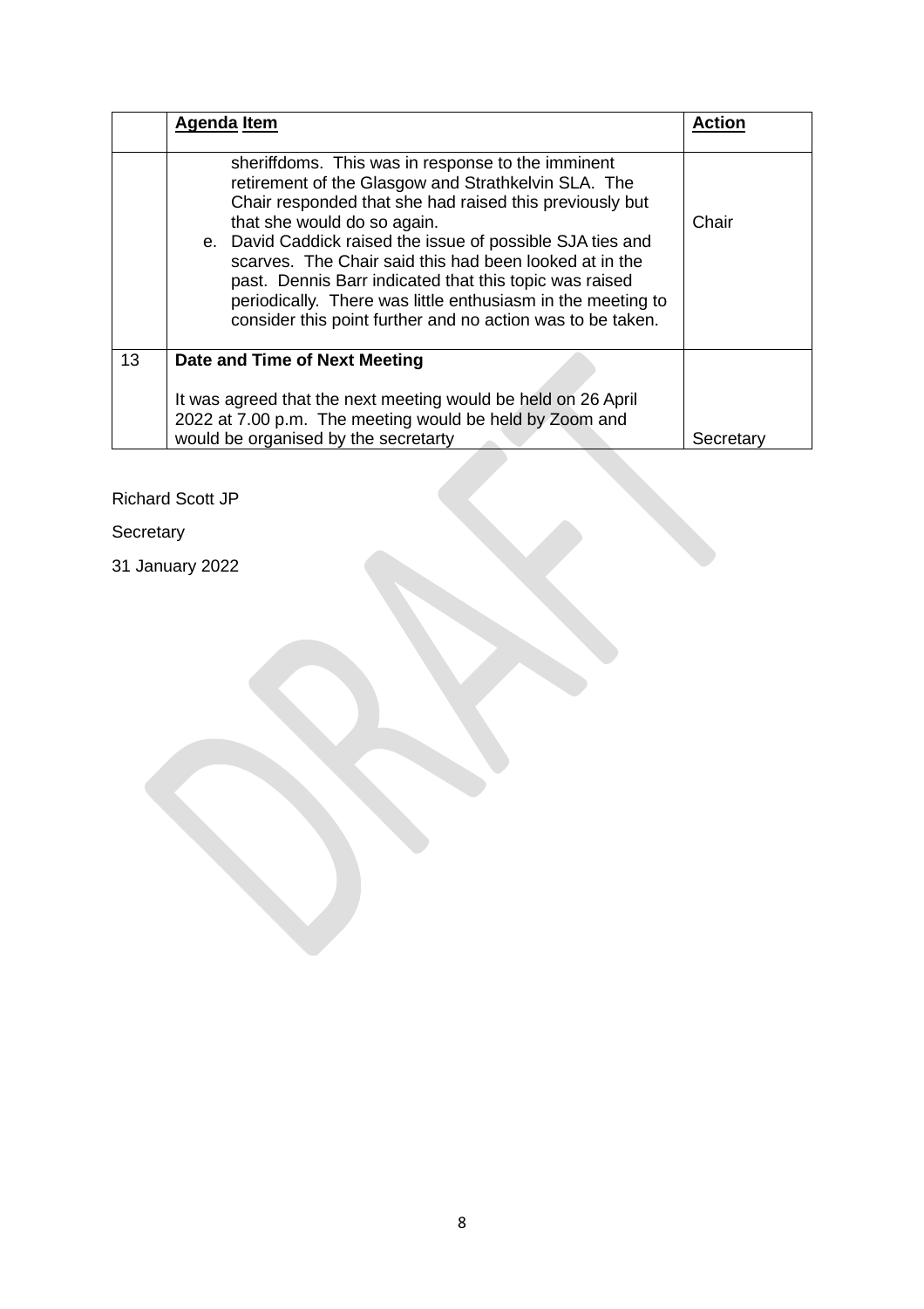| | Agenda Item | Action |
|---|---|---|
| | sheriffdoms. This was in response to the imminent retirement of the Glasgow and Strathkelvin SLA. The Chair responded that she had raised this previously but that she would do so again.<br>e. David Caddick raised the issue of possible SJA ties and scarves. The Chair said this had been looked at in the past. Dennis Barr indicated that this topic was raised periodically. There was little enthusiasm in the meeting to consider this point further and no action was to be taken. | Chair |
| 13 | **Date and Time of Next Meeting**<br><br>It was agreed that the next meeting would be held on 26 April 2022 at 7.00 p.m. The meeting would be held by Zoom and would be organised by the secretarty | Secretary |

Richard Scott JP

Secretary

31 January 2022